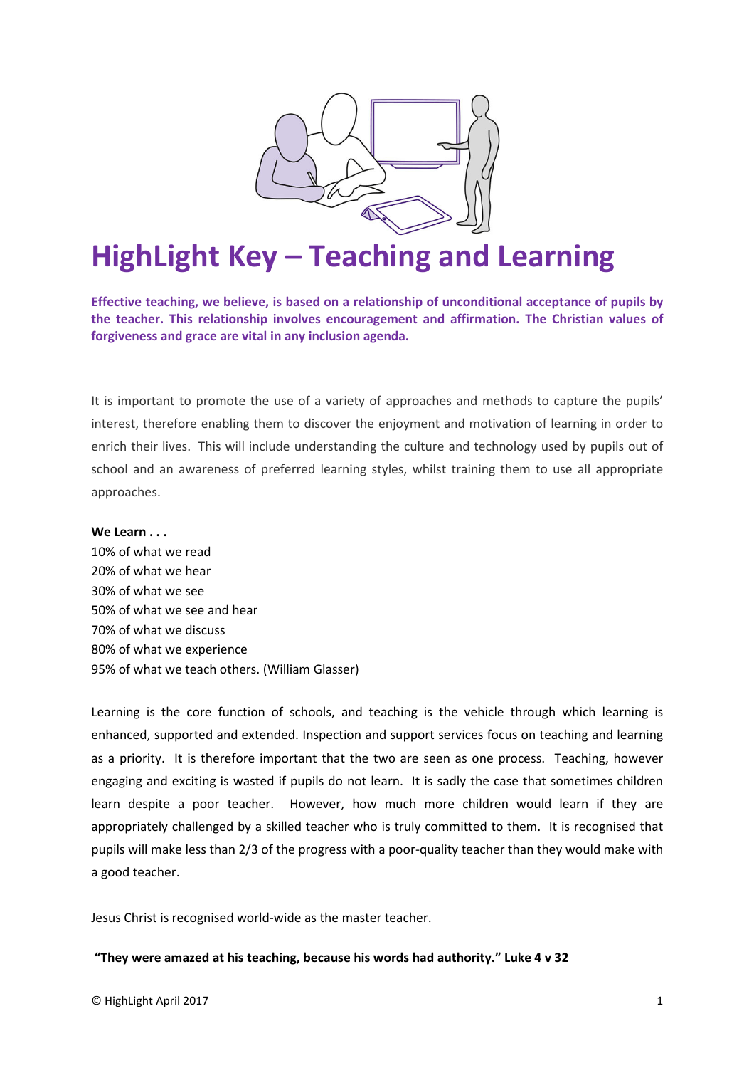# HighLight Key – Teaching and Learning

**Effective teaching, we believe, is based on a relationship of unconditional acceptance of pupils by the teacher. This relationship involves encouragement and affirmation. The Christian values of forgiveness and grace are vital in any inclusion agenda.**

It is important to promote the use of a variety of approaches and methods to capture the pupils' interest, therefore enabling them to discover the enjoyment and motivation of learning in order to enrich their lives. This will include understanding the culture and technology used by pupils out of school and an awareness of preferred learning styles, whilst training them to use all appropriate approaches.

**We Learn . . .**
10% of what we read
20% of what we hear
30% of what we see
50% of what we see and hear
70% of what we discuss
80% of what we experience
95% of what we teach others. (William Glasser)

Learning is the core function of schools, and teaching is the vehicle through which learning is enhanced, supported and extended. Inspection and support services focus on teaching and learning as a priority. It is therefore important that the two are seen as one process. Teaching, however engaging and exciting is wasted if pupils do not learn. It is sadly the case that sometimes children learn despite a poor teacher. However, how much more children would learn if they are appropriately challenged by a skilled teacher who is truly committed to them. It is recognised that pupils will make less than 2/3 of the progress with a poor-quality teacher than they would make with a good teacher.

Jesus Christ is recognised world-wide as the master teacher.

**"They were amazed at his teaching, because his words had authority." Luke 4 v 32**

© HighLight April 2017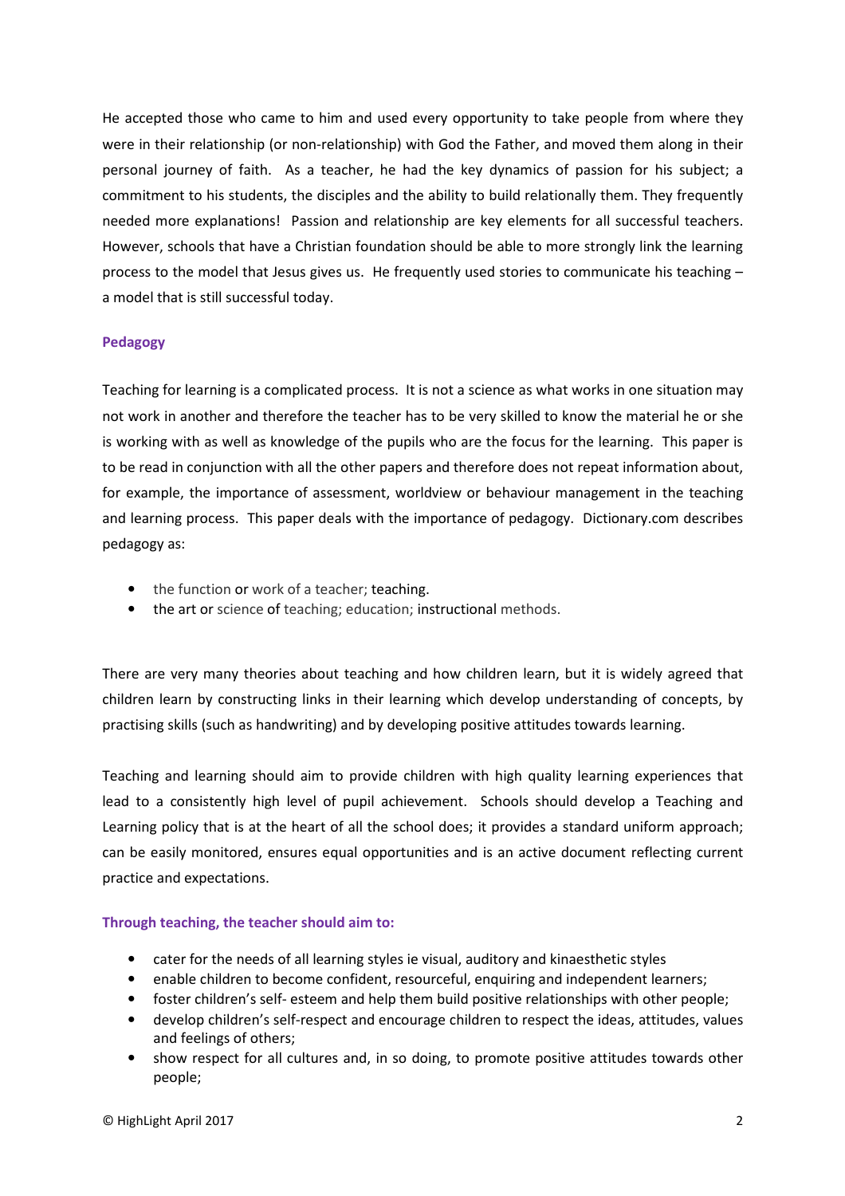He accepted those who came to him and used every opportunity to take people from where they were in their relationship (or non-relationship) with God the Father, and moved them along in their personal journey of faith. As a teacher, he had the key dynamics of passion for his subject; a commitment to his students, the disciples and the ability to build relationally them. They frequently needed more explanations! Passion and relationship are key elements for all successful teachers. However, schools that have a Christian foundation should be able to more strongly link the learning process to the model that Jesus gives us. He frequently used stories to communicate his teaching – a model that is still successful today.

### Pedagogy

Teaching for learning is a complicated process. It is not a science as what works in one situation may not work in another and therefore the teacher has to be very skilled to know the material he or she is working with as well as knowledge of the pupils who are the focus for the learning. This paper is to be read in conjunction with all the other papers and therefore does not repeat information about, for example, the importance of assessment, worldview or behaviour management in the teaching and learning process. This paper deals with the importance of pedagogy. Dictionary.com describes pedagogy as:

- the function or work of a teacher; teaching.
- the art or science of teaching; education; instructional methods.

There are very many theories about teaching and how children learn, but it is widely agreed that children learn by constructing links in their learning which develop understanding of concepts, by practising skills (such as handwriting) and by developing positive attitudes towards learning.

Teaching and learning should aim to provide children with high quality learning experiences that lead to a consistently high level of pupil achievement. Schools should develop a Teaching and Learning policy that is at the heart of all the school does; it provides a standard uniform approach; can be easily monitored, ensures equal opportunities and is an active document reflecting current practice and expectations.

### Through teaching, the teacher should aim to:

- cater for the needs of all learning styles ie visual, auditory and kinaesthetic styles
- enable children to become confident, resourceful, enquiring and independent learners;
- foster children's self- esteem and help them build positive relationships with other people;
- develop children's self-respect and encourage children to respect the ideas, attitudes, values and feelings of others;
- show respect for all cultures and, in so doing, to promote positive attitudes towards other people;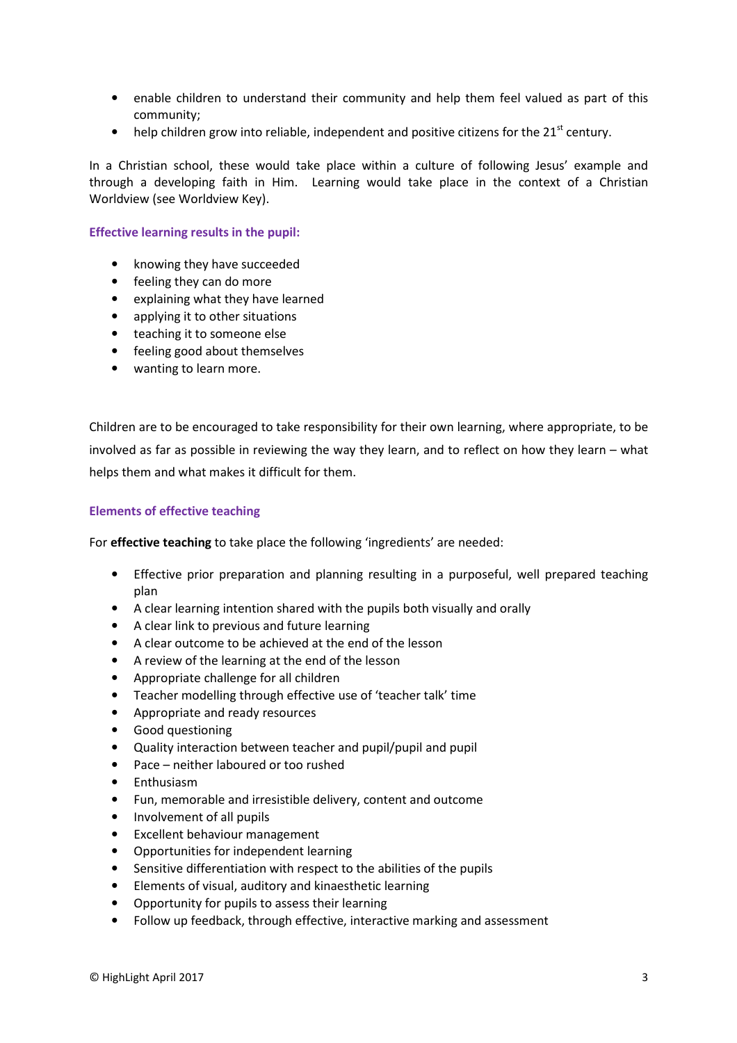- enable children to understand their community and help them feel valued as part of this community;
- help children grow into reliable, independent and positive citizens for the 21st century.

In a Christian school, these would take place within a culture of following Jesus' example and through a developing faith in Him. Learning would take place in the context of a Christian Worldview (see Worldview Key).

### Effective learning results in the pupil:

- knowing they have succeeded
- feeling they can do more
- explaining what they have learned
- applying it to other situations
- teaching it to someone else
- feeling good about themselves
- wanting to learn more.

Children are to be encouraged to take responsibility for their own learning, where appropriate, to be involved as far as possible in reviewing the way they learn, and to reflect on how they learn – what helps them and what makes it difficult for them.

### Elements of effective teaching

For **effective teaching** to take place the following 'ingredients' are needed:

- Effective prior preparation and planning resulting in a purposeful, well prepared teaching plan
- A clear learning intention shared with the pupils both visually and orally
- A clear link to previous and future learning
- A clear outcome to be achieved at the end of the lesson
- A review of the learning at the end of the lesson
- Appropriate challenge for all children
- Teacher modelling through effective use of 'teacher talk' time
- Appropriate and ready resources
- Good questioning
- Quality interaction between teacher and pupil/pupil and pupil
- Pace – neither laboured or too rushed
- Enthusiasm
- Fun, memorable and irresistible delivery, content and outcome
- Involvement of all pupils
- Excellent behaviour management
- Opportunities for independent learning
- Sensitive differentiation with respect to the abilities of the pupils
- Elements of visual, auditory and kinaesthetic learning
- Opportunity for pupils to assess their learning
- Follow up feedback, through effective, interactive marking and assessment

© HighLight April 2017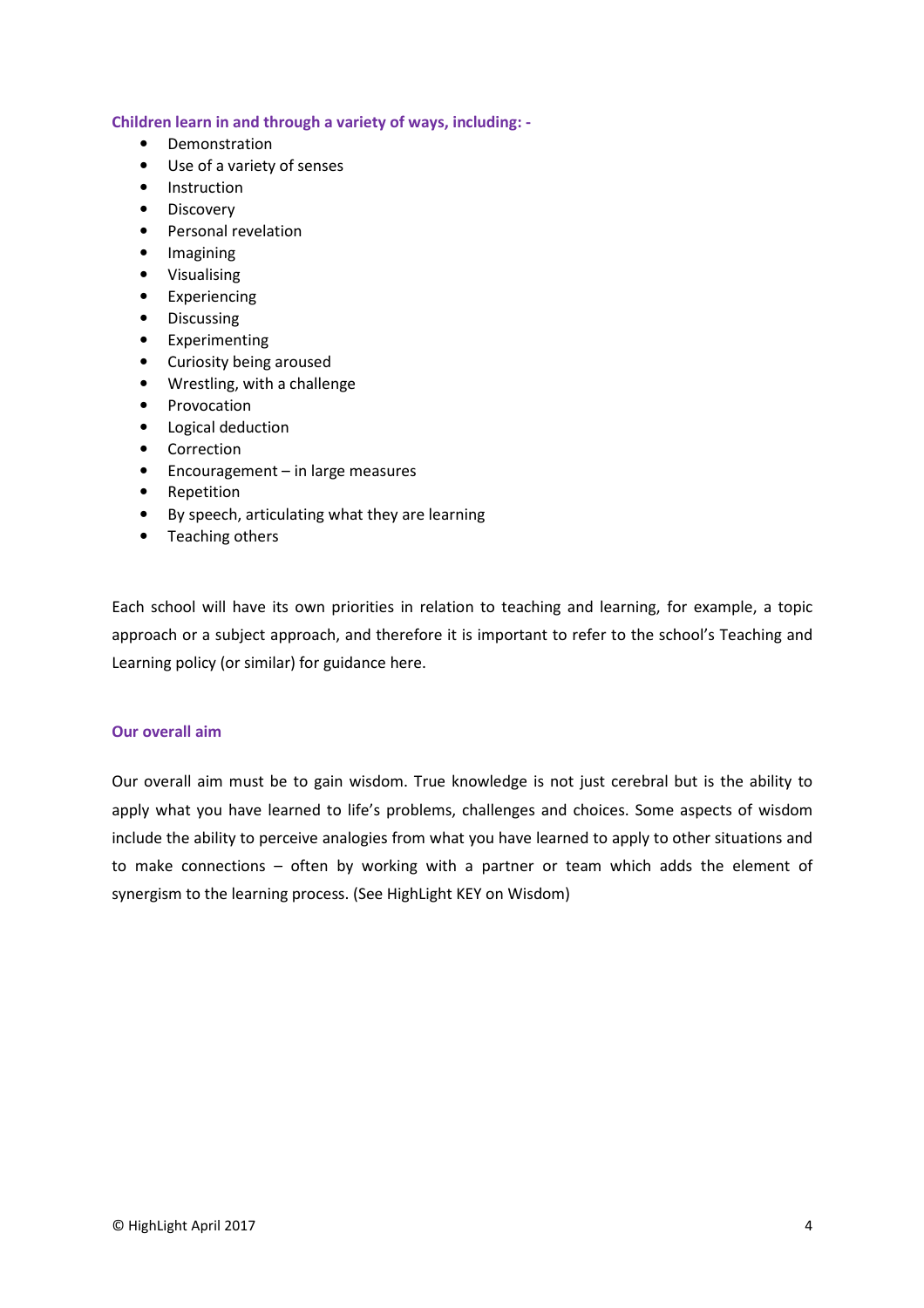### Children learn in and through a variety of ways, including: -

- Demonstration
- Use of a variety of senses
- Instruction
- Discovery
- Personal revelation
- Imagining
- Visualising
- Experiencing
- Discussing
- Experimenting
- Curiosity being aroused
- Wrestling, with a challenge
- Provocation
- Logical deduction
- Correction
- Encouragement – in large measures
- Repetition
- By speech, articulating what they are learning
- Teaching others

Each school will have its own priorities in relation to teaching and learning, for example, a topic approach or a subject approach, and therefore it is important to refer to the school's Teaching and Learning policy (or similar) for guidance here.

### Our overall aim

Our overall aim must be to gain wisdom. True knowledge is not just cerebral but is the ability to apply what you have learned to life's problems, challenges and choices. Some aspects of wisdom include the ability to perceive analogies from what you have learned to apply to other situations and to make connections – often by working with a partner or team which adds the element of synergism to the learning process. (See HighLight KEY on Wisdom)

© HighLight April 2017